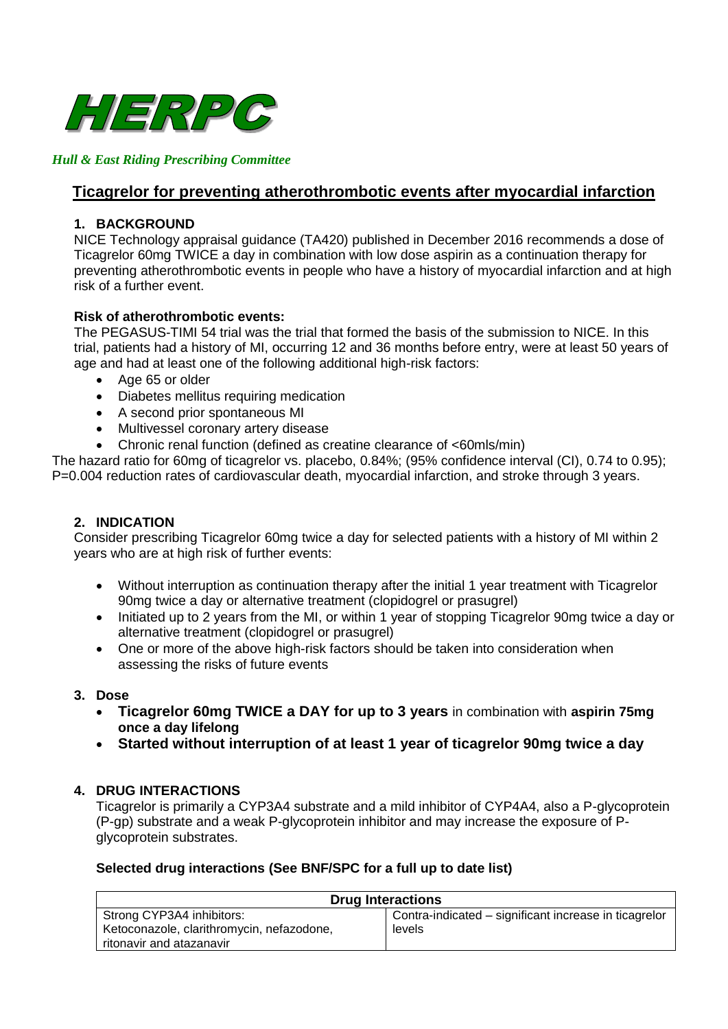# HERPC

*Hull & East Riding Prescribing Committee*

## Ticagrelor for preventing atherothrombotic events after myocardial infarction

### 1. BACKGROUND

NICE Technology appraisal guidance (TA420) published in December 2016 recommends a dose of Ticagrelor 60mg TWICE a day in combination with low dose aspirin as a continuation therapy for preventing atherothrombotic events in people who have a history of myocardial infarction and at high risk of a further event.

**Risk of atherothrombotic events:**

The PEGASUS-TIMI 54 trial was the trial that formed the basis of the submission to NICE. In this trial, patients had a history of MI, occurring 12 and 36 months before entry, were at least 50 years of age and had at least one of the following additional high-risk factors:

- Age 65 or older
- Diabetes mellitus requiring medication
- A second prior spontaneous MI
- Multivessel coronary artery disease
- Chronic renal function (defined as creatine clearance of <60mls/min)

The hazard ratio for 60mg of ticagrelor vs. placebo, 0.84%; (95% confidence interval (CI), 0.74 to 0.95); P=0.004 reduction rates of cardiovascular death, myocardial infarction, and stroke through 3 years.

### 2. INDICATION

Consider prescribing Ticagrelor 60mg twice a day for selected patients with a history of MI within 2 years who are at high risk of further events:

- Without interruption as continuation therapy after the initial 1 year treatment with Ticagrelor 90mg twice a day or alternative treatment (clopidogrel or prasugrel)
- Initiated up to 2 years from the MI, or within 1 year of stopping Ticagrelor 90mg twice a day or alternative treatment (clopidogrel or prasugrel)
- One or more of the above high-risk factors should be taken into consideration when assessing the risks of future events

### 3. Dose

- **Ticagrelor 60mg TWICE a DAY for up to 3 years** in combination with **aspirin 75mg once a day lifelong**
- **Started without interruption of at least 1 year of ticagrelor 90mg twice a day**

### 4. DRUG INTERACTIONS

Ticagrelor is primarily a CYP3A4 substrate and a mild inhibitor of CYP4A4, also a P-glycoprotein (P-gp) substrate and a weak P-glycoprotein inhibitor and may increase the exposure of P-glycoprotein substrates.

**Selected drug interactions (See BNF/SPC for a full up to date list)**

| Drug Interactions | |
|---|---|
| Strong CYP3A4 inhibitors: Ketoconazole, clarithromycin, nefazodone, ritonavir and atazanavir | Contra-indicated – significant increase in ticagrelor levels |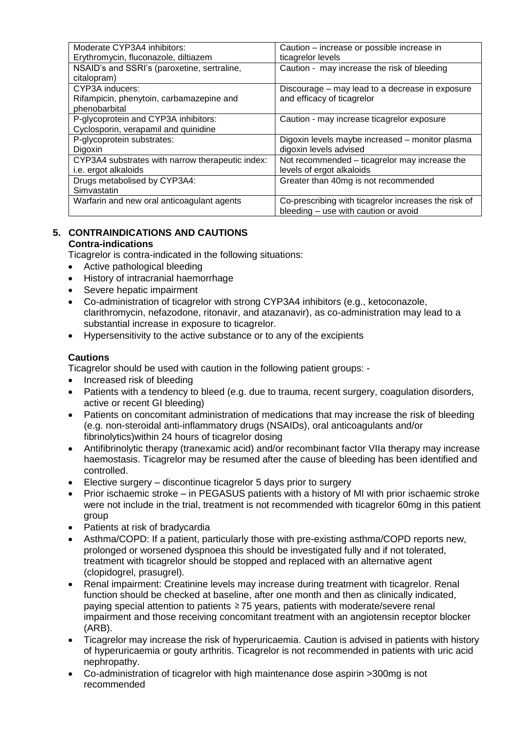| Moderate CYP3A4 inhibitors: Erythromycin, fluconazole, diltiazem | Caution – increase or possible increase in ticagrelor levels |
|---|---|
| NSAID's and SSRI's (paroxetine, sertraline, citalopram) | Caution - may increase the risk of bleeding |
| CYP3A inducers: Rifampicin, phenytoin, carbamazepine and phenobarbital | Discourage – may lead to a decrease in exposure and efficacy of ticagrelor |
| P-glycoprotein and CYP3A inhibitors: Cyclosporin, verapamil and quinidine | Caution - may increase ticagrelor exposure |
| P-glycoprotein substrates: Digoxin | Digoxin levels maybe increased – monitor plasma digoxin levels advised |
| CYP3A4 substrates with narrow therapeutic index: i.e. ergot alkaloids | Not recommended – ticagrelor may increase the levels of ergot alkaloids |
| Drugs metabolised by CYP3A4: Simvastatin | Greater than 40mg is not recommended |
| Warfarin and new oral anticoagulant agents | Co-prescribing with ticagrelor increases the risk of bleeding – use with caution or avoid |

## 5. CONTRAINDICATIONS AND CAUTIONS

### Contra-indications

Ticagrelor is contra-indicated in the following situations:

- Active pathological bleeding
- History of intracranial haemorrhage
- Severe hepatic impairment
- Co-administration of ticagrelor with strong CYP3A4 inhibitors (e.g., ketoconazole, clarithromycin, nefazodone, ritonavir, and atazanavir), as co-administration may lead to a substantial increase in exposure to ticagrelor.
- Hypersensitivity to the active substance or to any of the excipients

### Cautions

Ticagrelor should be used with caution in the following patient groups: -

- Increased risk of bleeding
- Patients with a tendency to bleed (e.g. due to trauma, recent surgery, coagulation disorders, active or recent GI bleeding)
- Patients on concomitant administration of medications that may increase the risk of bleeding (e.g. non-steroidal anti-inflammatory drugs (NSAIDs), oral anticoagulants and/or fibrinolytics)within 24 hours of ticagrelor dosing
- Antifibrinolytic therapy (tranexamic acid) and/or recombinant factor VIIa therapy may increase haemostasis. Ticagrelor may be resumed after the cause of bleeding has been identified and controlled.
- Elective surgery – discontinue ticagrelor 5 days prior to surgery
- Prior ischaemic stroke – in PEGASUS patients with a history of MI with prior ischaemic stroke were not include in the trial, treatment is not recommended with ticagrelor 60mg in this patient group
- Patients at risk of bradycardia
- Asthma/COPD: If a patient, particularly those with pre-existing asthma/COPD reports new, prolonged or worsened dyspnoea this should be investigated fully and if not tolerated, treatment with ticagrelor should be stopped and replaced with an alternative agent (clopidogrel, prasugrel).
- Renal impairment: Creatinine levels may increase during treatment with ticagrelor. Renal function should be checked at baseline, after one month and then as clinically indicated, paying special attention to patients ≥75 years, patients with moderate/severe renal impairment and those receiving concomitant treatment with an angiotensin receptor blocker (ARB).
- Ticagrelor may increase the risk of hyperuricaemia. Caution is advised in patients with history of hyperuricaemia or gouty arthritis. Ticagrelor is not recommended in patients with uric acid nephropathy.
- Co-administration of ticagrelor with high maintenance dose aspirin >300mg is not recommended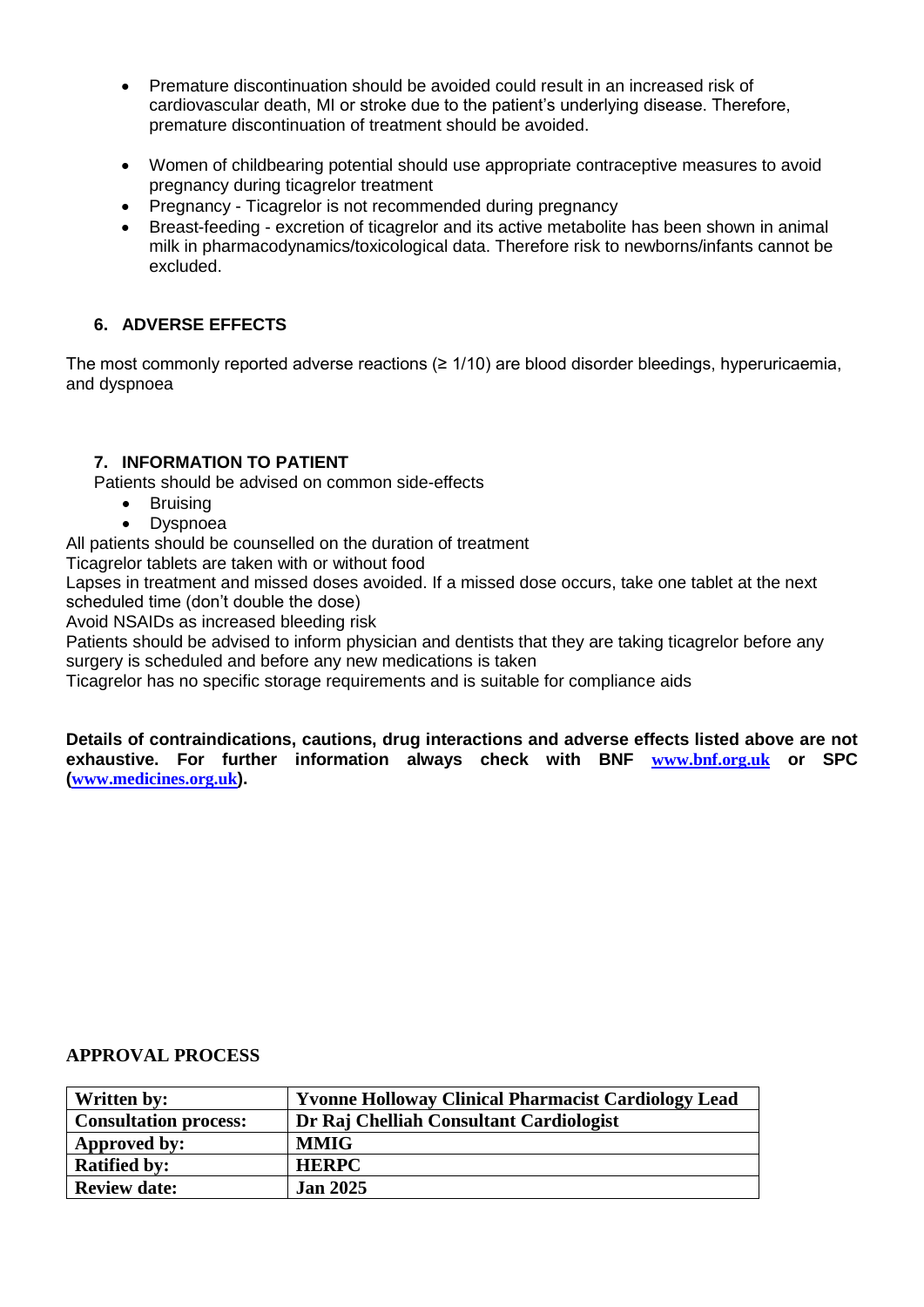- Premature discontinuation should be avoided could result in an increased risk of cardiovascular death, MI or stroke due to the patient's underlying disease. Therefore, premature discontinuation of treatment should be avoided.

- Women of childbearing potential should use appropriate contraceptive measures to avoid pregnancy during ticagrelor treatment
- Pregnancy - Ticagrelor is not recommended during pregnancy
- Breast-feeding - excretion of ticagrelor and its active metabolite has been shown in animal milk in pharmacodynamics/toxicological data. Therefore risk to newborns/infants cannot be excluded.

## 6. ADVERSE EFFECTS

The most commonly reported adverse reactions (≥ 1/10) are blood disorder bleedings, hyperuricaemia, and dyspnoea

## 7. INFORMATION TO PATIENT

Patients should be advised on common side-effects

- Bruising
- Dyspnoea

All patients should be counselled on the duration of treatment

Ticagrelor tablets are taken with or without food

Lapses in treatment and missed doses avoided. If a missed dose occurs, take one tablet at the next scheduled time (don't double the dose)

Avoid NSAIDs as increased bleeding risk

Patients should be advised to inform physician and dentists that they are taking ticagrelor before any surgery is scheduled and before any new medications is taken

Ticagrelor has no specific storage requirements and is suitable for compliance aids

**Details of contraindications, cautions, drug interactions and adverse effects listed above are not exhaustive. For further information always check with BNF www.bnf.org.uk or SPC (www.medicines.org.uk).**

### APPROVAL PROCESS

| | |
|---|---|
| **Written by:** | **Yvonne Holloway Clinical Pharmacist Cardiology Lead** |
| **Consultation process:** | **Dr Raj Chelliah Consultant Cardiologist** |
| **Approved by:** | **MMIG** |
| **Ratified by:** | **HERPC** |
| **Review date:** | **Jan 2025** |